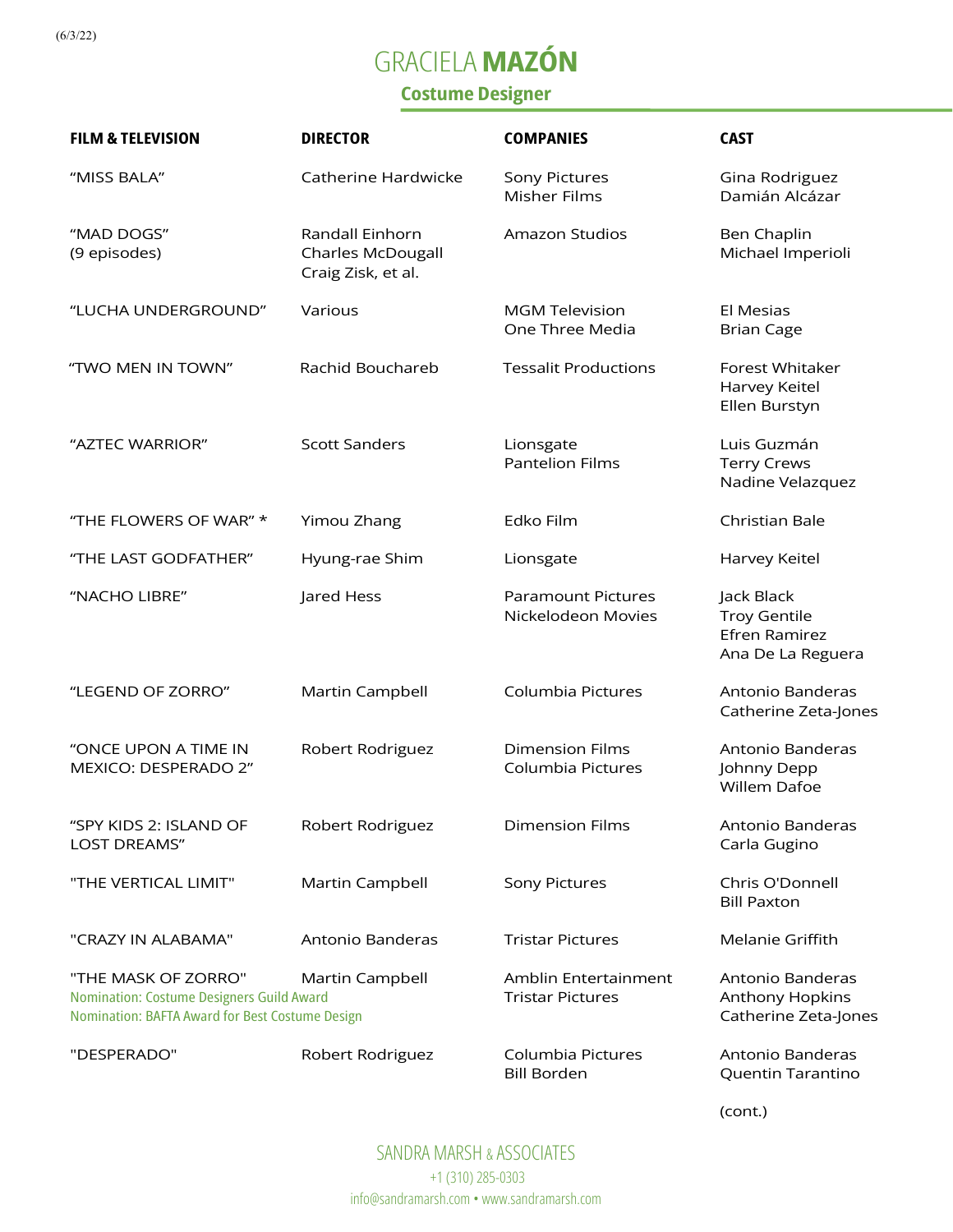(6/3/22)

# GRACIELA **MAZÓN**

## Costume Designer

| FILM & TELEVISION | DIRECTOR | COMPANIES | CAST |
|---|---|---|---|
| "MISS BALA" | Catherine Hardwicke | Sony Pictures<br>Misher Films | Gina Rodriguez<br>Damián Alcázar |
| "MAD DOGS"<br>(9 episodes) | Randall Einhorn<br>Charles McDougall<br>Craig Zisk, et al. | Amazon Studios | Ben Chaplin<br>Michael Imperioli |
| "LUCHA UNDERGROUND" | Various | MGM Television<br>One Three Media | El Mesias<br>Brian Cage |
| "TWO MEN IN TOWN" | Rachid Bouchareb | Tessalit Productions | Forest Whitaker<br>Harvey Keitel<br>Ellen Burstyn |
| "AZTEC WARRIOR" | Scott Sanders | Lionsgate<br>Pantelion Films | Luis Guzmán<br>Terry Crews<br>Nadine Velazquez |
| "THE FLOWERS OF WAR" * | Yimou Zhang | Edko Film | Christian Bale |
| "THE LAST GODFATHER" | Hyung-rae Shim | Lionsgate | Harvey Keitel |
| "NACHO LIBRE" | Jared Hess | Paramount Pictures<br>Nickelodeon Movies | Jack Black<br>Troy Gentile<br>Efren Ramirez<br>Ana De La Reguera |
| "LEGEND OF ZORRO" | Martin Campbell | Columbia Pictures | Antonio Banderas<br>Catherine Zeta-Jones |
| "ONCE UPON A TIME IN MEXICO: DESPERADO 2" | Robert Rodriguez | Dimension Films<br>Columbia Pictures | Antonio Banderas<br>Johnny Depp<br>Willem Dafoe |
| "SPY KIDS 2: ISLAND OF LOST DREAMS" | Robert Rodriguez | Dimension Films | Antonio Banderas<br>Carla Gugino |
| "THE VERTICAL LIMIT" | Martin Campbell | Sony Pictures | Chris O'Donnell<br>Bill Paxton |
| "CRAZY IN ALABAMA" | Antonio Banderas | Tristar Pictures | Melanie Griffith |
| "THE MASK OF ZORRO"<br>Nomination: Costume Designers Guild Award<br>Nomination: BAFTA Award for Best Costume Design | Martin Campbell | Amblin Entertainment<br>Tristar Pictures | Antonio Banderas<br>Anthony Hopkins<br>Catherine Zeta-Jones |
| "DESPERADO" | Robert Rodriguez | Columbia Pictures<br>Bill Borden | Antonio Banderas<br>Quentin Tarantino |

(cont.)

SANDRA MARSH & ASSOCIATES
+1 (310) 285-0303
info@sandramarsh.com • www.sandramarsh.com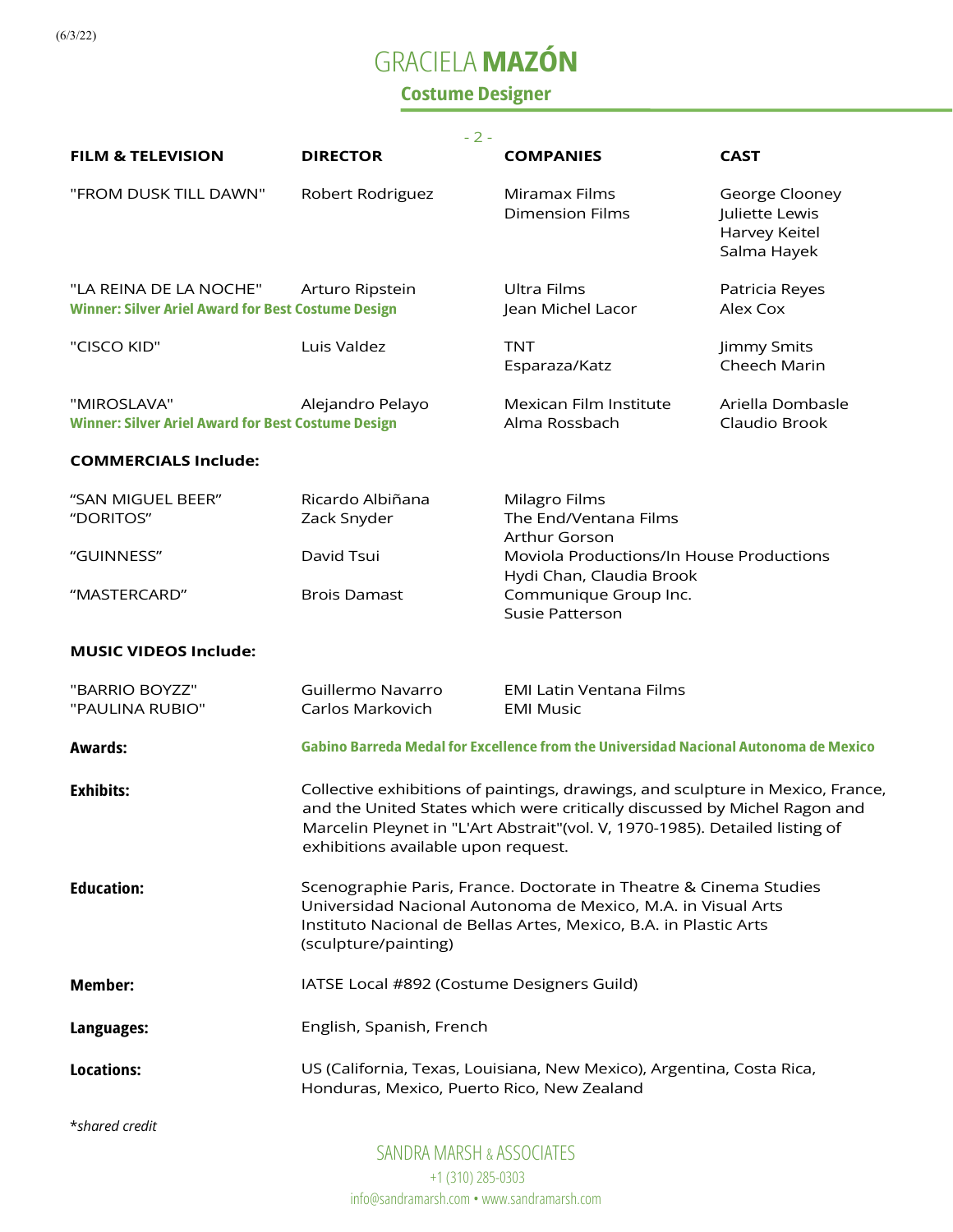(6/3/22)

# GRACIELA **MAZÓN**

## Costume Designer

| FILM & TELEVISION | DIRECTOR | COMPANIES | CAST |
|---|---|---|---|
| "FROM DUSK TILL DAWN" | Robert Rodriguez | Miramax Films<br>Dimension Films | George Clooney<br>Juliette Lewis<br>Harvey Keitel<br>Salma Hayek |
| "LA REINA DE LA NOCHE"<br>**Winner: Silver Ariel Award for Best Costume Design** | Arturo Ripstein | Ultra Films<br>Jean Michel Lacor | Patricia Reyes<br>Alex Cox |
| "CISCO KID" | Luis Valdez | TNT<br>Esparaza/Katz | Jimmy Smits<br>Cheech Marin |
| "MIROSLAVA"<br>**Winner: Silver Ariel Award for Best Costume Design** | Alejandro Pelayo | Mexican Film Institute<br>Alma Rossbach | Ariella Dombasle<br>Claudio Brook |

**COMMERCIALS Include:**

| | | |
|---|---|---|
| "SAN MIGUEL BEER" | Ricardo Albiñana | Milagro Films |
| "DORITOS" | Zack Snyder | The End/Ventana Films<br>Arthur Gorson |
| "GUINNESS" | David Tsui | Moviola Productions/In House Productions<br>Hydi Chan, Claudia Brook |
| "MASTERCARD" | Brois Damast | Communique Group Inc.<br>Susie Patterson |

**MUSIC VIDEOS Include:**

| | | |
|---|---|---|
| "BARRIO BOYZZ" | Guillermo Navarro | EMI Latin Ventana Films |
| "PAULINA RUBIO" | Carlos Markovich | EMI Music |

**Awards:** **Gabino Barreda Medal for Excellence from the Universidad Nacional Autonoma de Mexico**

**Exhibits:** Collective exhibitions of paintings, drawings, and sculpture in Mexico, France, and the United States which were critically discussed by Michel Ragon and Marcelin Pleynet in "L'Art Abstrait"(vol. V, 1970-1985). Detailed listing of exhibitions available upon request.

**Education:** Scenographie Paris, France. Doctorate in Theatre & Cinema Studies
Universidad Nacional Autonoma de Mexico, M.A. in Visual Arts
Instituto Nacional de Bellas Artes, Mexico, B.A. in Plastic Arts (sculpture/painting)

**Member:** IATSE Local #892 (Costume Designers Guild)

**Languages:** English, Spanish, French

**Locations:** US (California, Texas, Louisiana, New Mexico), Argentina, Costa Rica, Honduras, Mexico, Puerto Rico, New Zealand

*\*shared credit*

SANDRA MARSH & ASSOCIATES
+1 (310) 285-0303
info@sandramarsh.com • www.sandramarsh.com